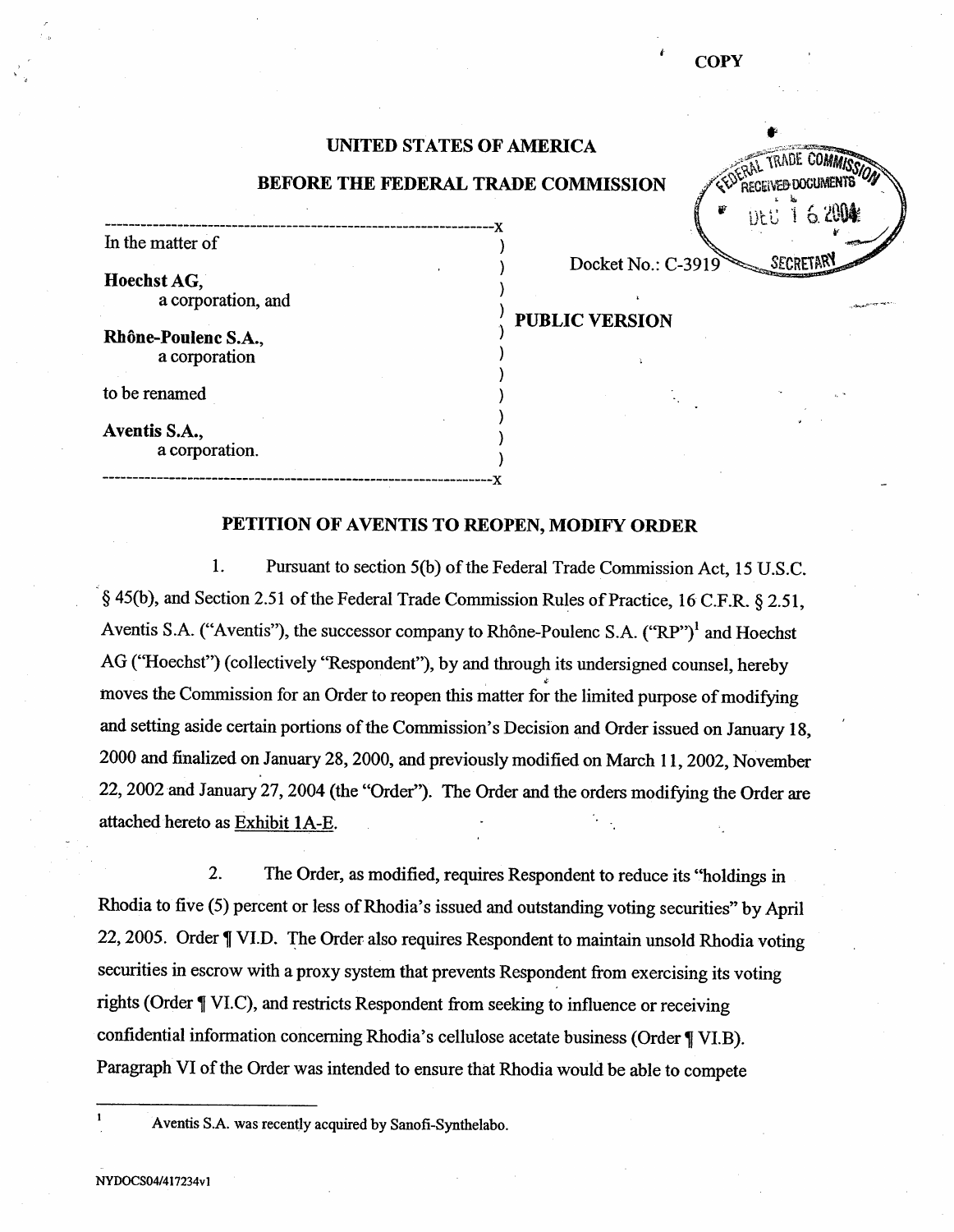COPY

UNITED STATES OF AMERICA

BEFORE THE FEDERAL TRADE COMMISSION

FEDERAL TRADE COMMISSION RECEIVED DOCUMENTS DEC 16 2004 SECRETARY

In the matter of

**Hoechst AG,**
a corporation, and

**Rhône-Poulenc S.A.,**
a corporation

to be renamed

**Aventis S.A.,**
a corporation.

Docket No.: C-3919

**PUBLIC VERSION**

## PETITION OF AVENTIS TO REOPEN, MODIFY ORDER

1. Pursuant to section 5(b) of the Federal Trade Commission Act, 15 U.S.C. § 45(b), and Section 2.51 of the Federal Trade Commission Rules of Practice, 16 C.F.R. § 2.51, Aventis S.A. ("Aventis"), the successor company to Rhône-Poulenc S.A. ("RP")[1] and Hoechst AG ("Hoechst") (collectively "Respondent"), by and through its undersigned counsel, hereby moves the Commission for an Order to reopen this matter for the limited purpose of modifying and setting aside certain portions of the Commission's Decision and Order issued on January 18, 2000 and finalized on January 28, 2000, and previously modified on March 11, 2002, November 22, 2002 and January 27, 2004 (the "Order"). The Order and the orders modifying the Order are attached hereto as Exhibit 1A-E.

2. The Order, as modified, requires Respondent to reduce its "holdings in Rhodia to five (5) percent or less of Rhodia's issued and outstanding voting securities" by April 22, 2005. Order ¶ VI.D. The Order also requires Respondent to maintain unsold Rhodia voting securities in escrow with a proxy system that prevents Respondent from exercising its voting rights (Order ¶ VI.C), and restricts Respondent from seeking to influence or receiving confidential information concerning Rhodia's cellulose acetate business (Order ¶ VI.B). Paragraph VI of the Order was intended to ensure that Rhodia would be able to compete

[1] Aventis S.A. was recently acquired by Sanofi-Synthelabo.

NYDOCS04/417234v1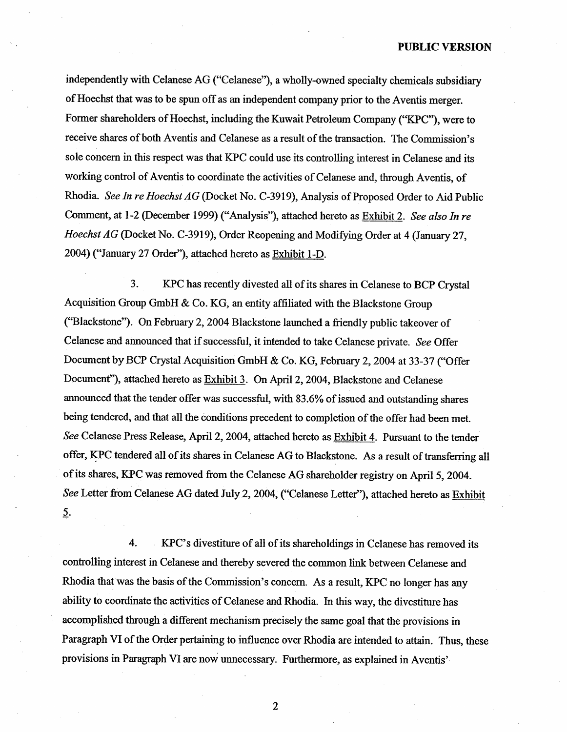independently with Celanese AG ("Celanese"), a wholly-owned specialty chemicals subsidiary of Hoechst that was to be spun off as an independent company prior to the Aventis merger. Former shareholders of Hoechst, including the Kuwait Petroleum Company ("KPC"), were to receive shares of both Aventis and Celanese as a result of the transaction. The Commission's sole concern in this respect was that KPC could use its controlling interest in Celanese and its working control of Aventis to coordinate the activities of Celanese and, through Aventis, of Rhodia. *See In re Hoechst AG* (Docket No. C-3919), Analysis of Proposed Order to Aid Public Comment, at 1-2 (December 1999) ("Analysis"), attached hereto as Exhibit 2. *See also In re Hoechst AG* (Docket No. C-3919), Order Reopening and Modifying Order at 4 (January 27, 2004) ("January 27 Order"), attached hereto as Exhibit 1-D.

3. KPC has recently divested all of its shares in Celanese to BCP Crystal Acquisition Group GmbH & Co. KG, an entity affiliated with the Blackstone Group ("Blackstone"). On February 2, 2004 Blackstone launched a friendly public takeover of Celanese and announced that if successful, it intended to take Celanese private. *See* Offer Document by BCP Crystal Acquisition GmbH & Co. KG, February 2, 2004 at 33-37 ("Offer Document"), attached hereto as Exhibit 3. On April 2, 2004, Blackstone and Celanese announced that the tender offer was successful, with 83.6% of issued and outstanding shares being tendered, and that all the conditions precedent to completion of the offer had been met. *See* Celanese Press Release, April 2, 2004, attached hereto as Exhibit 4. Pursuant to the tender offer, KPC tendered all of its shares in Celanese AG to Blackstone. As a result of transferring all of its shares, KPC was removed from the Celanese AG shareholder registry on April 5, 2004. *See* Letter from Celanese AG dated July 2, 2004, ("Celanese Letter"), attached hereto as Exhibit 5.

4. KPC's divestiture of all of its shareholdings in Celanese has removed its controlling interest in Celanese and thereby severed the common link between Celanese and Rhodia that was the basis of the Commission's concern. As a result, KPC no longer has any ability to coordinate the activities of Celanese and Rhodia. In this way, the divestiture has accomplished through a different mechanism precisely the same goal that the provisions in Paragraph VI of the Order pertaining to influence over Rhodia are intended to attain. Thus, these provisions in Paragraph VI are now unnecessary. Furthermore, as explained in Aventis'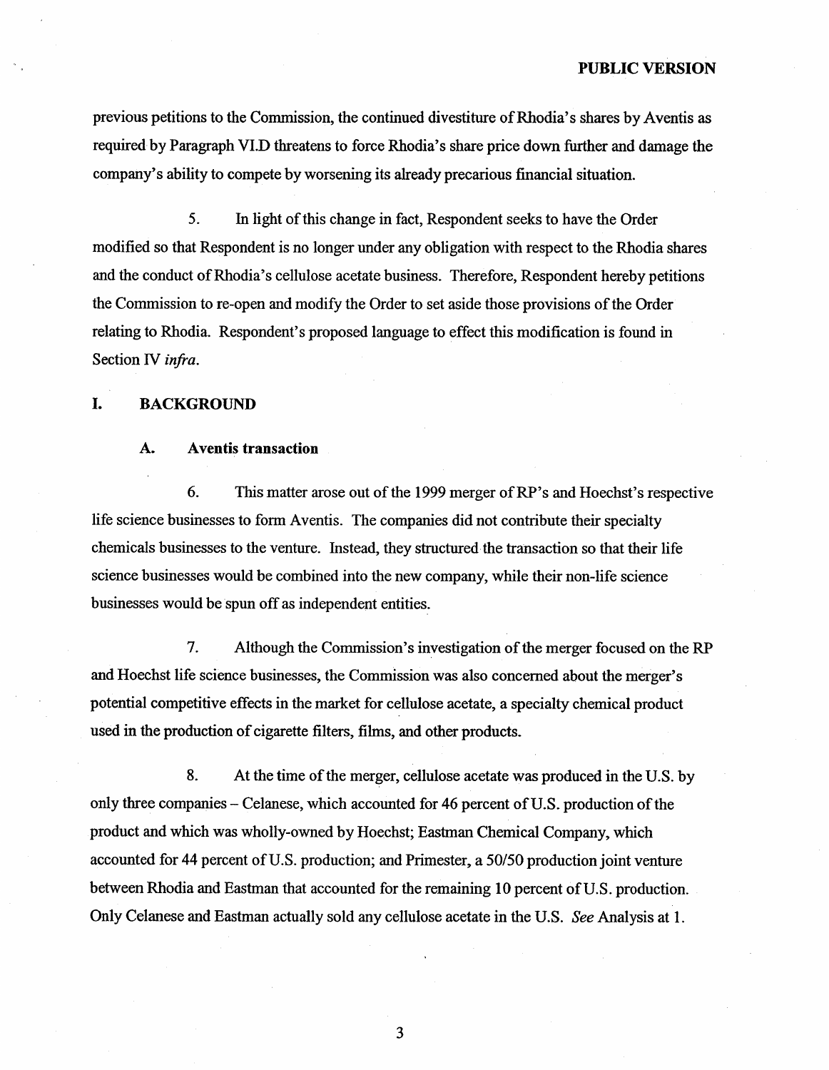previous petitions to the Commission, the continued divestiture of Rhodia's shares by Aventis as required by Paragraph VI.D threatens to force Rhodia's share price down further and damage the company's ability to compete by worsening its already precarious financial situation.

5. In light of this change in fact, Respondent seeks to have the Order modified so that Respondent is no longer under any obligation with respect to the Rhodia shares and the conduct of Rhodia's cellulose acetate business. Therefore, Respondent hereby petitions the Commission to re-open and modify the Order to set aside those provisions of the Order relating to Rhodia. Respondent's proposed language to effect this modification is found in Section IV *infra*.

## I. BACKGROUND

### A. Aventis transaction

6. This matter arose out of the 1999 merger of RP's and Hoechst's respective life science businesses to form Aventis. The companies did not contribute their specialty chemicals businesses to the venture. Instead, they structured the transaction so that their life science businesses would be combined into the new company, while their non-life science businesses would be spun off as independent entities.

7. Although the Commission's investigation of the merger focused on the RP and Hoechst life science businesses, the Commission was also concerned about the merger's potential competitive effects in the market for cellulose acetate, a specialty chemical product used in the production of cigarette filters, films, and other products.

8. At the time of the merger, cellulose acetate was produced in the U.S. by only three companies – Celanese, which accounted for 46 percent of U.S. production of the product and which was wholly-owned by Hoechst; Eastman Chemical Company, which accounted for 44 percent of U.S. production; and Primester, a 50/50 production joint venture between Rhodia and Eastman that accounted for the remaining 10 percent of U.S. production. Only Celanese and Eastman actually sold any cellulose acetate in the U.S. *See* Analysis at 1.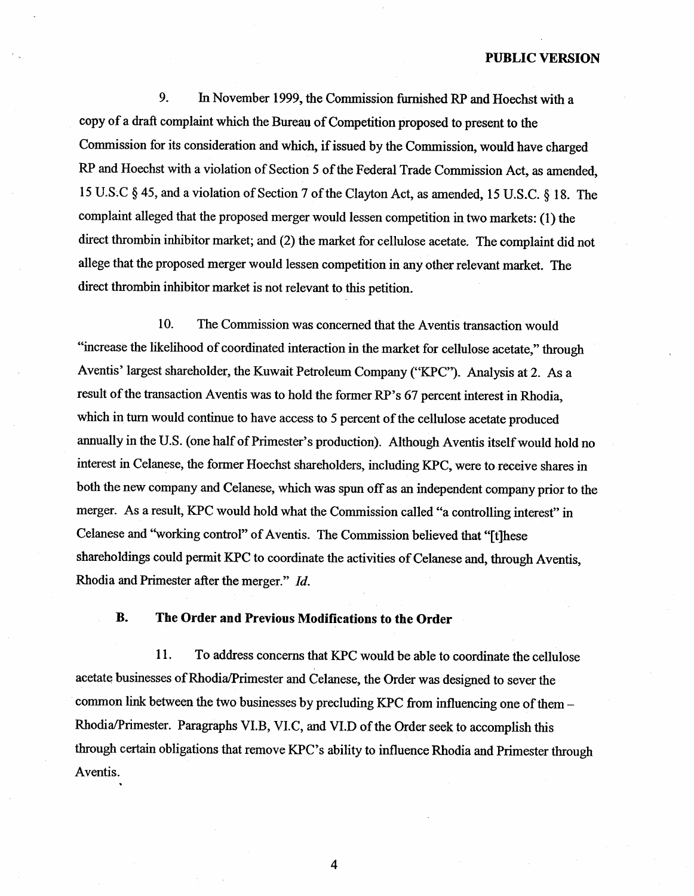9. In November 1999, the Commission furnished RP and Hoechst with a copy of a draft complaint which the Bureau of Competition proposed to present to the Commission for its consideration and which, if issued by the Commission, would have charged RP and Hoechst with a violation of Section 5 of the Federal Trade Commission Act, as amended, 15 U.S.C § 45, and a violation of Section 7 of the Clayton Act, as amended, 15 U.S.C. § 18. The complaint alleged that the proposed merger would lessen competition in two markets: (1) the direct thrombin inhibitor market; and (2) the market for cellulose acetate. The complaint did not allege that the proposed merger would lessen competition in any other relevant market. The direct thrombin inhibitor market is not relevant to this petition.

10. The Commission was concerned that the Aventis transaction would "increase the likelihood of coordinated interaction in the market for cellulose acetate," through Aventis' largest shareholder, the Kuwait Petroleum Company ("KPC"). Analysis at 2. As a result of the transaction Aventis was to hold the former RP's 67 percent interest in Rhodia, which in turn would continue to have access to 5 percent of the cellulose acetate produced annually in the U.S. (one half of Primester's production). Although Aventis itself would hold no interest in Celanese, the former Hoechst shareholders, including KPC, were to receive shares in both the new company and Celanese, which was spun off as an independent company prior to the merger. As a result, KPC would hold what the Commission called "a controlling interest" in Celanese and "working control" of Aventis. The Commission believed that "[t]hese shareholdings could permit KPC to coordinate the activities of Celanese and, through Aventis, Rhodia and Primester after the merger." *Id.*

### B. The Order and Previous Modifications to the Order

11. To address concerns that KPC would be able to coordinate the cellulose acetate businesses of Rhodia/Primester and Celanese, the Order was designed to sever the common link between the two businesses by precluding KPC from influencing one of them – Rhodia/Primester. Paragraphs VI.B, VI.C, and VI.D of the Order seek to accomplish this through certain obligations that remove KPC's ability to influence Rhodia and Primester through Aventis.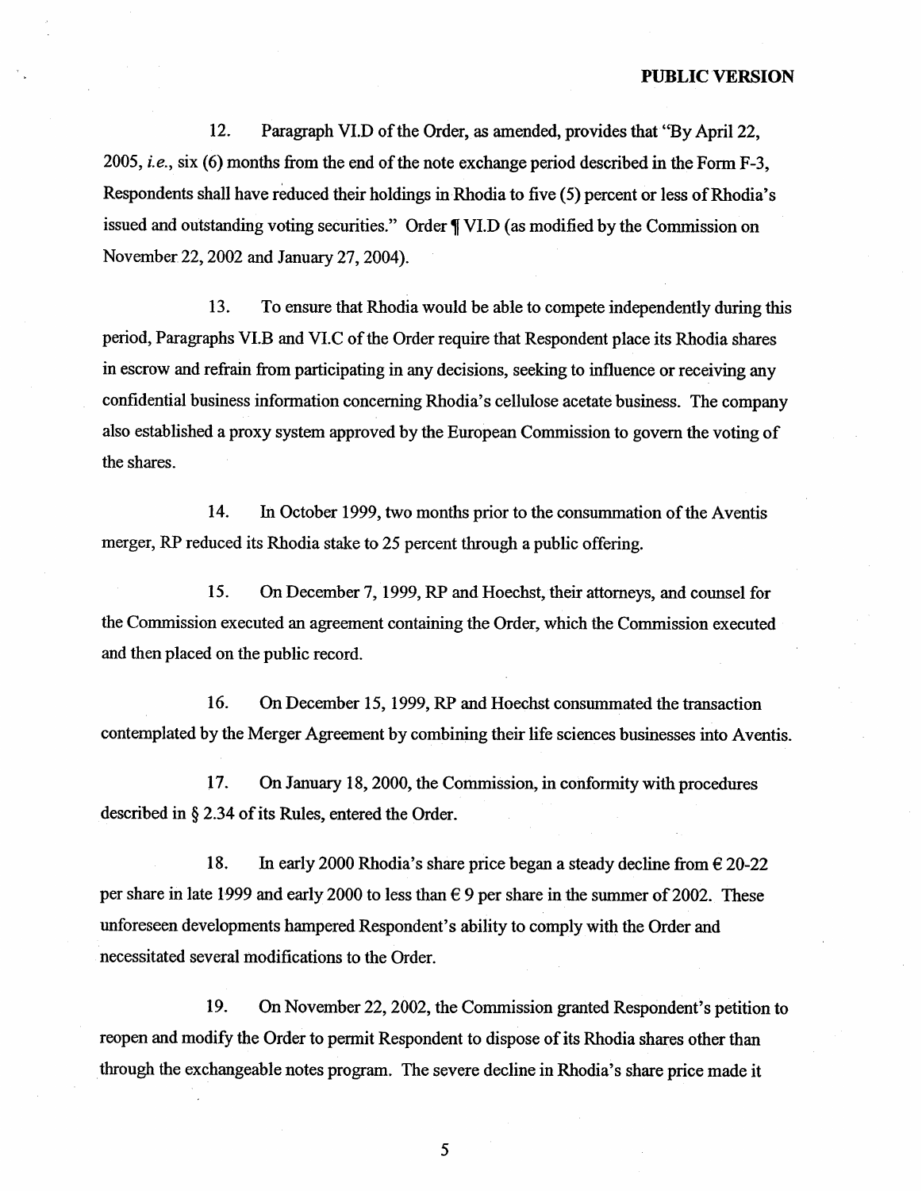**PUBLIC VERSION**

12. Paragraph VI.D of the Order, as amended, provides that "By April 22, 2005, *i.e.*, six (6) months from the end of the note exchange period described in the Form F-3, Respondents shall have reduced their holdings in Rhodia to five (5) percent or less of Rhodia's issued and outstanding voting securities." Order ¶ VI.D (as modified by the Commission on November 22, 2002 and January 27, 2004).

13. To ensure that Rhodia would be able to compete independently during this period, Paragraphs VI.B and VI.C of the Order require that Respondent place its Rhodia shares in escrow and refrain from participating in any decisions, seeking to influence or receiving any confidential business information concerning Rhodia's cellulose acetate business. The company also established a proxy system approved by the European Commission to govern the voting of the shares.

14. In October 1999, two months prior to the consummation of the Aventis merger, RP reduced its Rhodia stake to 25 percent through a public offering.

15. On December 7, 1999, RP and Hoechst, their attorneys, and counsel for the Commission executed an agreement containing the Order, which the Commission executed and then placed on the public record.

16. On December 15, 1999, RP and Hoechst consummated the transaction contemplated by the Merger Agreement by combining their life sciences businesses into Aventis.

17. On January 18, 2000, the Commission, in conformity with procedures described in § 2.34 of its Rules, entered the Order.

18. In early 2000 Rhodia's share price began a steady decline from € 20-22 per share in late 1999 and early 2000 to less than € 9 per share in the summer of 2002. These unforeseen developments hampered Respondent's ability to comply with the Order and necessitated several modifications to the Order.

19. On November 22, 2002, the Commission granted Respondent's petition to reopen and modify the Order to permit Respondent to dispose of its Rhodia shares other than through the exchangeable notes program. The severe decline in Rhodia's share price made it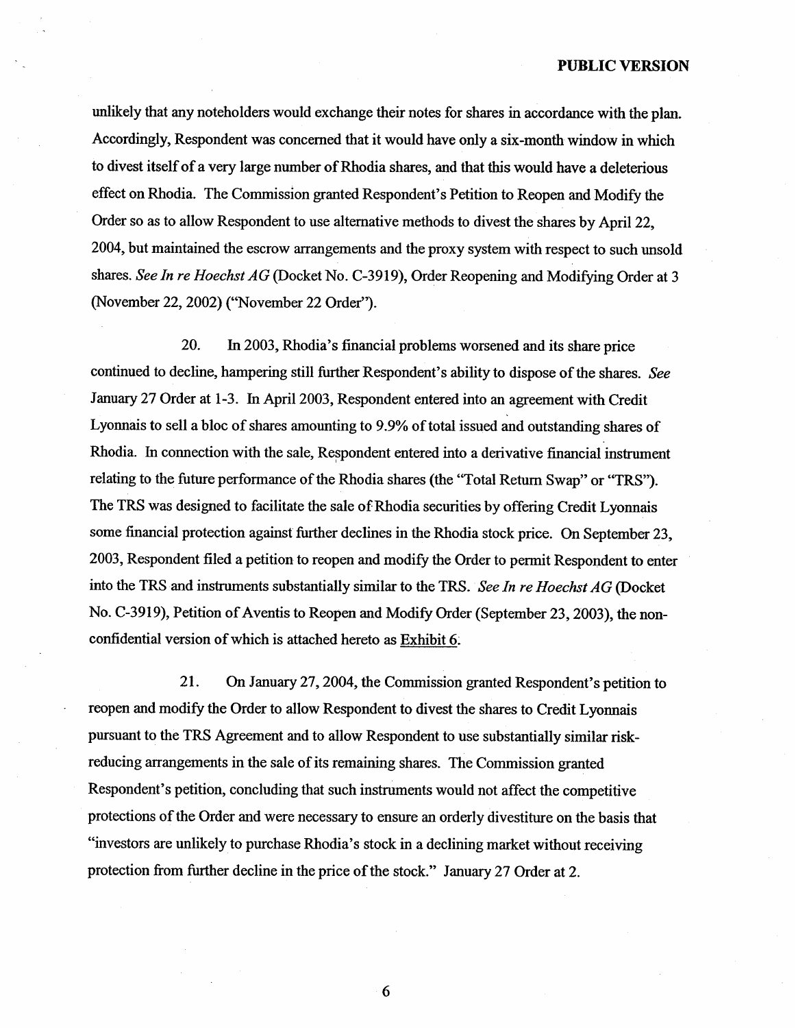unlikely that any noteholders would exchange their notes for shares in accordance with the plan. Accordingly, Respondent was concerned that it would have only a six-month window in which to divest itself of a very large number of Rhodia shares, and that this would have a deleterious effect on Rhodia. The Commission granted Respondent's Petition to Reopen and Modify the Order so as to allow Respondent to use alternative methods to divest the shares by April 22, 2004, but maintained the escrow arrangements and the proxy system with respect to such unsold shares. *See In re Hoechst AG* (Docket No. C-3919), Order Reopening and Modifying Order at 3 (November 22, 2002) ("November 22 Order").

20. In 2003, Rhodia's financial problems worsened and its share price continued to decline, hampering still further Respondent's ability to dispose of the shares. *See* January 27 Order at 1-3. In April 2003, Respondent entered into an agreement with Credit Lyonnais to sell a bloc of shares amounting to 9.9% of total issued and outstanding shares of Rhodia. In connection with the sale, Respondent entered into a derivative financial instrument relating to the future performance of the Rhodia shares (the "Total Return Swap" or "TRS"). The TRS was designed to facilitate the sale of Rhodia securities by offering Credit Lyonnais some financial protection against further declines in the Rhodia stock price. On September 23, 2003, Respondent filed a petition to reopen and modify the Order to permit Respondent to enter into the TRS and instruments substantially similar to the TRS. *See In re Hoechst AG* (Docket No. C-3919), Petition of Aventis to Reopen and Modify Order (September 23, 2003), the non-confidential version of which is attached hereto as Exhibit 6.

21. On January 27, 2004, the Commission granted Respondent's petition to reopen and modify the Order to allow Respondent to divest the shares to Credit Lyonnais pursuant to the TRS Agreement and to allow Respondent to use substantially similar risk-reducing arrangements in the sale of its remaining shares. The Commission granted Respondent's petition, concluding that such instruments would not affect the competitive protections of the Order and were necessary to ensure an orderly divestiture on the basis that "investors are unlikely to purchase Rhodia's stock in a declining market without receiving protection from further decline in the price of the stock." January 27 Order at 2.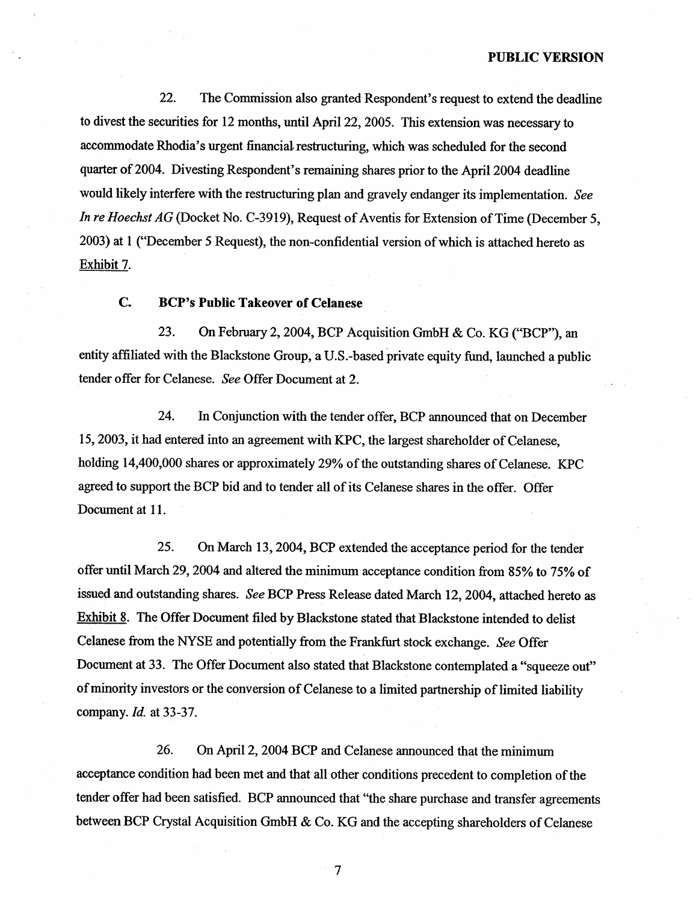22. The Commission also granted Respondent's request to extend the deadline to divest the securities for 12 months, until April 22, 2005. This extension was necessary to accommodate Rhodia's urgent financial restructuring, which was scheduled for the second quarter of 2004. Divesting Respondent's remaining shares prior to the April 2004 deadline would likely interfere with the restructuring plan and gravely endanger its implementation. *See In re Hoechst AG* (Docket No. C-3919), Request of Aventis for Extension of Time (December 5, 2003) at 1 ("December 5 Request), the non-confidential version of which is attached hereto as Exhibit 7.

### C. BCP's Public Takeover of Celanese

23. On February 2, 2004, BCP Acquisition GmbH & Co. KG ("BCP"), an entity affiliated with the Blackstone Group, a U.S.-based private equity fund, launched a public tender offer for Celanese. *See* Offer Document at 2.

24. In Conjunction with the tender offer, BCP announced that on December 15, 2003, it had entered into an agreement with KPC, the largest shareholder of Celanese, holding 14,400,000 shares or approximately 29% of the outstanding shares of Celanese. KPC agreed to support the BCP bid and to tender all of its Celanese shares in the offer. Offer Document at 11.

25. On March 13, 2004, BCP extended the acceptance period for the tender offer until March 29, 2004 and altered the minimum acceptance condition from 85% to 75% of issued and outstanding shares. *See* BCP Press Release dated March 12, 2004, attached hereto as Exhibit 8. The Offer Document filed by Blackstone stated that Blackstone intended to delist Celanese from the NYSE and potentially from the Frankfurt stock exchange. *See* Offer Document at 33. The Offer Document also stated that Blackstone contemplated a "squeeze out" of minority investors or the conversion of Celanese to a limited partnership of limited liability company. *Id.* at 33-37.

26. On April 2, 2004 BCP and Celanese announced that the minimum acceptance condition had been met and that all other conditions precedent to completion of the tender offer had been satisfied. BCP announced that "the share purchase and transfer agreements between BCP Crystal Acquisition GmbH & Co. KG and the accepting shareholders of Celanese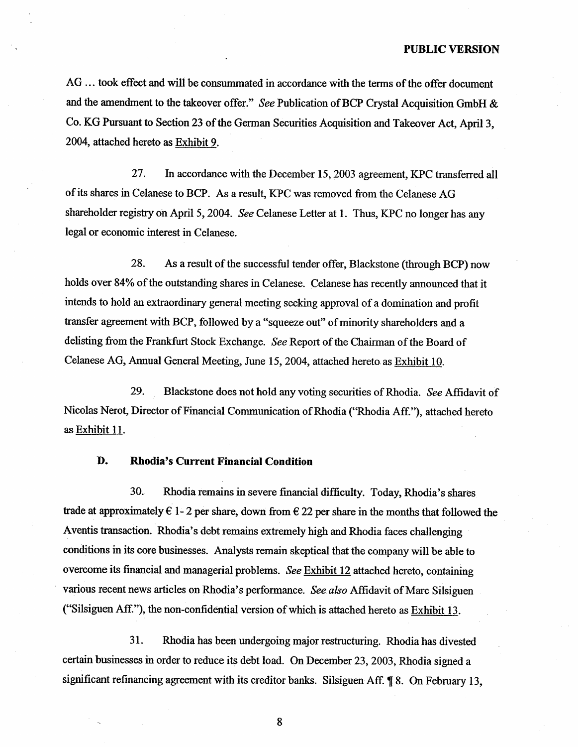AG … took effect and will be consummated in accordance with the terms of the offer document and the amendment to the takeover offer." *See* Publication of BCP Crystal Acquisition GmbH & Co. KG Pursuant to Section 23 of the German Securities Acquisition and Takeover Act, April 3, 2004, attached hereto as Exhibit 9.

27. In accordance with the December 15, 2003 agreement, KPC transferred all of its shares in Celanese to BCP. As a result, KPC was removed from the Celanese AG shareholder registry on April 5, 2004. *See* Celanese Letter at 1. Thus, KPC no longer has any legal or economic interest in Celanese.

28. As a result of the successful tender offer, Blackstone (through BCP) now holds over 84% of the outstanding shares in Celanese. Celanese has recently announced that it intends to hold an extraordinary general meeting seeking approval of a domination and profit transfer agreement with BCP, followed by a "squeeze out" of minority shareholders and a delisting from the Frankfurt Stock Exchange. *See* Report of the Chairman of the Board of Celanese AG, Annual General Meeting, June 15, 2004, attached hereto as Exhibit 10.

29. Blackstone does not hold any voting securities of Rhodia. *See* Affidavit of Nicolas Nerot, Director of Financial Communication of Rhodia ("Rhodia Aff."), attached hereto as Exhibit 11.

## D. Rhodia's Current Financial Condition

30. Rhodia remains in severe financial difficulty. Today, Rhodia's shares trade at approximately € 1- 2 per share, down from € 22 per share in the months that followed the Aventis transaction. Rhodia's debt remains extremely high and Rhodia faces challenging conditions in its core businesses. Analysts remain skeptical that the company will be able to overcome its financial and managerial problems. *See* Exhibit 12 attached hereto, containing various recent news articles on Rhodia's performance. *See also* Affidavit of Marc Silsiguen ("Silsiguen Aff."), the non-confidential version of which is attached hereto as Exhibit 13.

31. Rhodia has been undergoing major restructuring. Rhodia has divested certain businesses in order to reduce its debt load. On December 23, 2003, Rhodia signed a significant refinancing agreement with its creditor banks. Silsiguen Aff. ¶ 8. On February 13,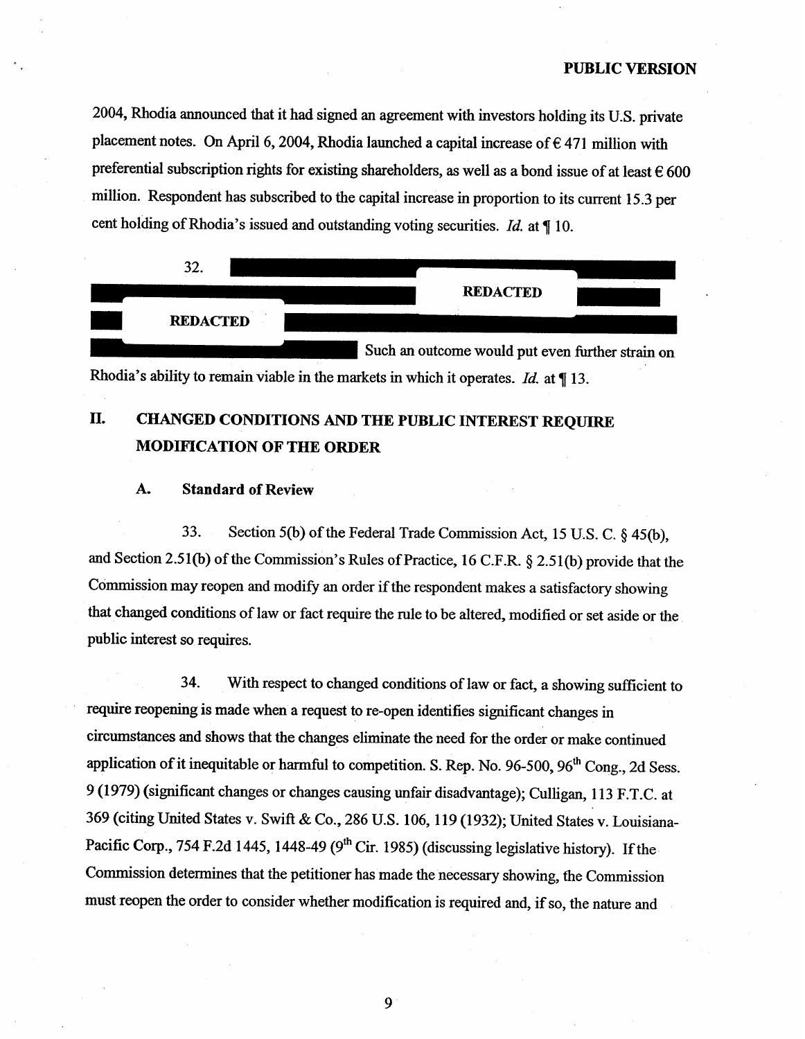2004, Rhodia announced that it had signed an agreement with investors holding its U.S. private placement notes. On April 6, 2004, Rhodia launched a capital increase of € 471 million with preferential subscription rights for existing shareholders, as well as a bond issue of at least € 600 million. Respondent has subscribed to the capital increase in proportion to its current 15.3 per cent holding of Rhodia's issued and outstanding voting securities. *Id.* at ¶ 10.

32. REDACTED REDACTED Such an outcome would put even further strain on Rhodia's ability to remain viable in the markets in which it operates. *Id.* at ¶ 13.

## II. CHANGED CONDITIONS AND THE PUBLIC INTEREST REQUIRE MODIFICATION OF THE ORDER

### A. Standard of Review

33. Section 5(b) of the Federal Trade Commission Act, 15 U.S. C. § 45(b), and Section 2.51(b) of the Commission's Rules of Practice, 16 C.F.R. § 2.51(b) provide that the Commission may reopen and modify an order if the respondent makes a satisfactory showing that changed conditions of law or fact require the rule to be altered, modified or set aside or the public interest so requires.

34. With respect to changed conditions of law or fact, a showing sufficient to require reopening is made when a request to re-open identifies significant changes in circumstances and shows that the changes eliminate the need for the order or make continued application of it inequitable or harmful to competition. S. Rep. No. 96-500, 96th Cong., 2d Sess. 9 (1979) (significant changes or changes causing unfair disadvantage); Culligan, 113 F.T.C. at 369 (citing United States v. Swift & Co., 286 U.S. 106, 119 (1932); United States v. Louisiana-Pacific Corp., 754 F.2d 1445, 1448-49 (9th Cir. 1985) (discussing legislative history). If the Commission determines that the petitioner has made the necessary showing, the Commission must reopen the order to consider whether modification is required and, if so, the nature and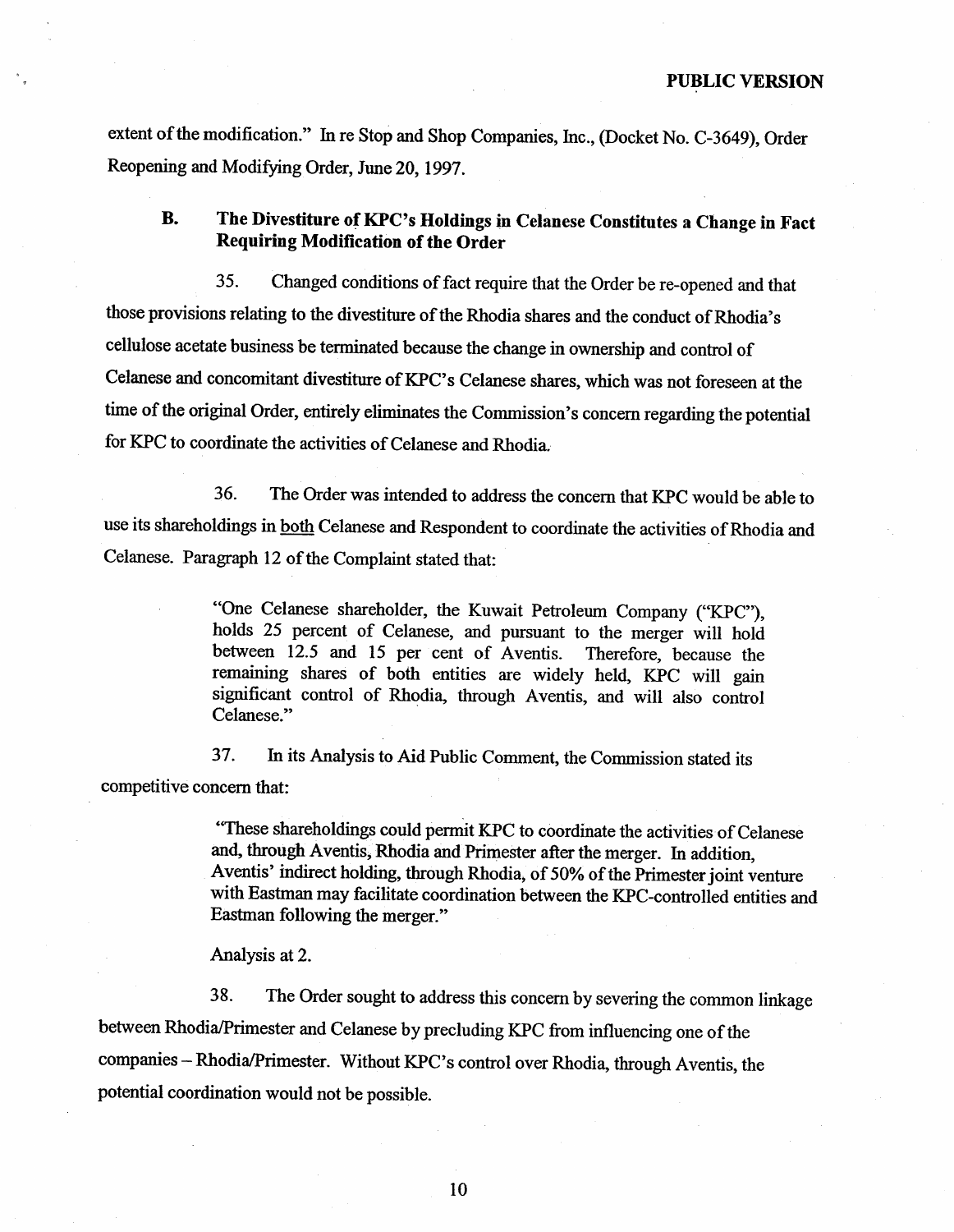extent of the modification." In re Stop and Shop Companies, Inc., (Docket No. C-3649), Order Reopening and Modifying Order, June 20, 1997.

### B. The Divestiture of KPC's Holdings in Celanese Constitutes a Change in Fact Requiring Modification of the Order

35. Changed conditions of fact require that the Order be re-opened and that those provisions relating to the divestiture of the Rhodia shares and the conduct of Rhodia's cellulose acetate business be terminated because the change in ownership and control of Celanese and concomitant divestiture of KPC's Celanese shares, which was not foreseen at the time of the original Order, entirely eliminates the Commission's concern regarding the potential for KPC to coordinate the activities of Celanese and Rhodia.

36. The Order was intended to address the concern that KPC would be able to use its shareholdings in both Celanese and Respondent to coordinate the activities of Rhodia and Celanese. Paragraph 12 of the Complaint stated that:

> "One Celanese shareholder, the Kuwait Petroleum Company ("KPC"), holds 25 percent of Celanese, and pursuant to the merger will hold between 12.5 and 15 per cent of Aventis. Therefore, because the remaining shares of both entities are widely held, KPC will gain significant control of Rhodia, through Aventis, and will also control Celanese."

37. In its Analysis to Aid Public Comment, the Commission stated its competitive concern that:

> "These shareholdings could permit KPC to coordinate the activities of Celanese and, through Aventis, Rhodia and Primester after the merger. In addition, Aventis' indirect holding, through Rhodia, of 50% of the Primester joint venture with Eastman may facilitate coordination between the KPC-controlled entities and Eastman following the merger."
>
> Analysis at 2.

38. The Order sought to address this concern by severing the common linkage between Rhodia/Primester and Celanese by precluding KPC from influencing one of the companies – Rhodia/Primester. Without KPC's control over Rhodia, through Aventis, the potential coordination would not be possible.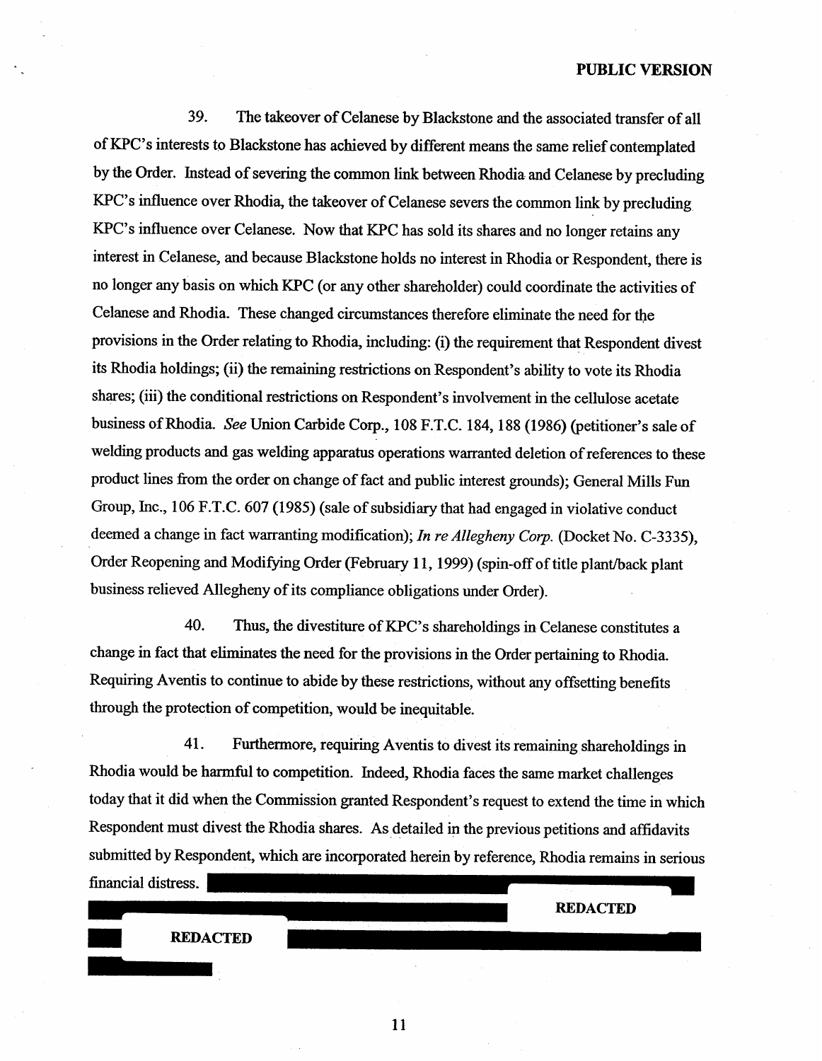**PUBLIC VERSION**

39. The takeover of Celanese by Blackstone and the associated transfer of all of KPC's interests to Blackstone has achieved by different means the same relief contemplated by the Order. Instead of severing the common link between Rhodia and Celanese by precluding KPC's influence over Rhodia, the takeover of Celanese severs the common link by precluding KPC's influence over Celanese. Now that KPC has sold its shares and no longer retains any interest in Celanese, and because Blackstone holds no interest in Rhodia or Respondent, there is no longer any basis on which KPC (or any other shareholder) could coordinate the activities of Celanese and Rhodia. These changed circumstances therefore eliminate the need for the provisions in the Order relating to Rhodia, including: (i) the requirement that Respondent divest its Rhodia holdings; (ii) the remaining restrictions on Respondent's ability to vote its Rhodia shares; (iii) the conditional restrictions on Respondent's involvement in the cellulose acetate business of Rhodia. *See* Union Carbide Corp., 108 F.T.C. 184, 188 (1986) (petitioner's sale of welding products and gas welding apparatus operations warranted deletion of references to these product lines from the order on change of fact and public interest grounds); General Mills Fun Group, Inc., 106 F.T.C. 607 (1985) (sale of subsidiary that had engaged in violative conduct deemed a change in fact warranting modification); *In re Allegheny Corp.* (Docket No. C-3335), Order Reopening and Modifying Order (February 11, 1999) (spin-off of title plant/back plant business relieved Allegheny of its compliance obligations under Order).

40. Thus, the divestiture of KPC's shareholdings in Celanese constitutes a change in fact that eliminates the need for the provisions in the Order pertaining to Rhodia. Requiring Aventis to continue to abide by these restrictions, without any offsetting benefits through the protection of competition, would be inequitable.

41. Furthermore, requiring Aventis to divest its remaining shareholdings in Rhodia would be harmful to competition. Indeed, Rhodia faces the same market challenges today that it did when the Commission granted Respondent's request to extend the time in which Respondent must divest the Rhodia shares. As detailed in the previous petitions and affidavits submitted by Respondent, which are incorporated herein by reference, Rhodia remains in serious financial distress. REDACTED

REDACTED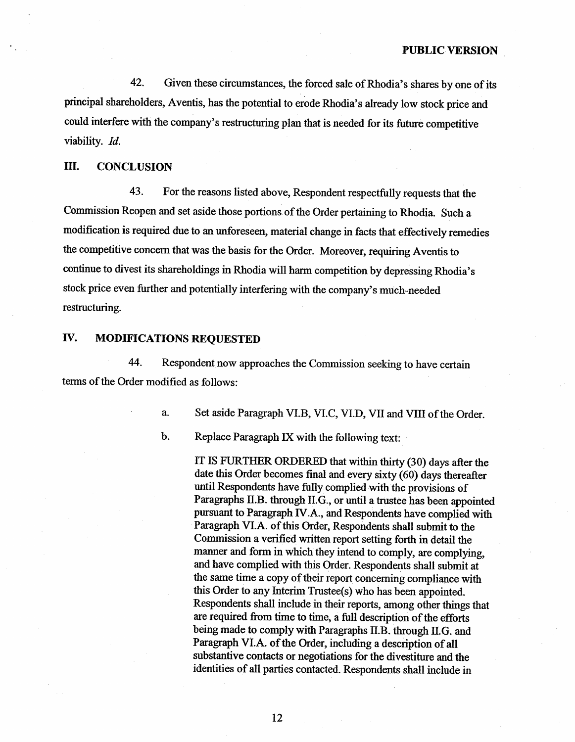42. Given these circumstances, the forced sale of Rhodia's shares by one of its principal shareholders, Aventis, has the potential to erode Rhodia's already low stock price and could interfere with the company's restructuring plan that is needed for its future competitive viability. *Id.*

## III. CONCLUSION

43. For the reasons listed above, Respondent respectfully requests that the Commission Reopen and set aside those portions of the Order pertaining to Rhodia. Such a modification is required due to an unforeseen, material change in facts that effectively remedies the competitive concern that was the basis for the Order. Moreover, requiring Aventis to continue to divest its shareholdings in Rhodia will harm competition by depressing Rhodia's stock price even further and potentially interfering with the company's much-needed restructuring.

## IV. MODIFICATIONS REQUESTED

44. Respondent now approaches the Commission seeking to have certain terms of the Order modified as follows:

a. Set aside Paragraph VI.B, VI.C, VI.D, VII and VIII of the Order.

b. Replace Paragraph IX with the following text:

> IT IS FURTHER ORDERED that within thirty (30) days after the date this Order becomes final and every sixty (60) days thereafter until Respondents have fully complied with the provisions of Paragraphs II.B. through II.G., or until a trustee has been appointed pursuant to Paragraph IV.A., and Respondents have complied with Paragraph VI.A. of this Order, Respondents shall submit to the Commission a verified written report setting forth in detail the manner and form in which they intend to comply, are complying, and have complied with this Order. Respondents shall submit at the same time a copy of their report concerning compliance with this Order to any Interim Trustee(s) who has been appointed. Respondents shall include in their reports, among other things that are required from time to time, a full description of the efforts being made to comply with Paragraphs II.B. through II.G. and Paragraph VI.A. of the Order, including a description of all substantive contacts or negotiations for the divestiture and the identities of all parties contacted. Respondents shall include in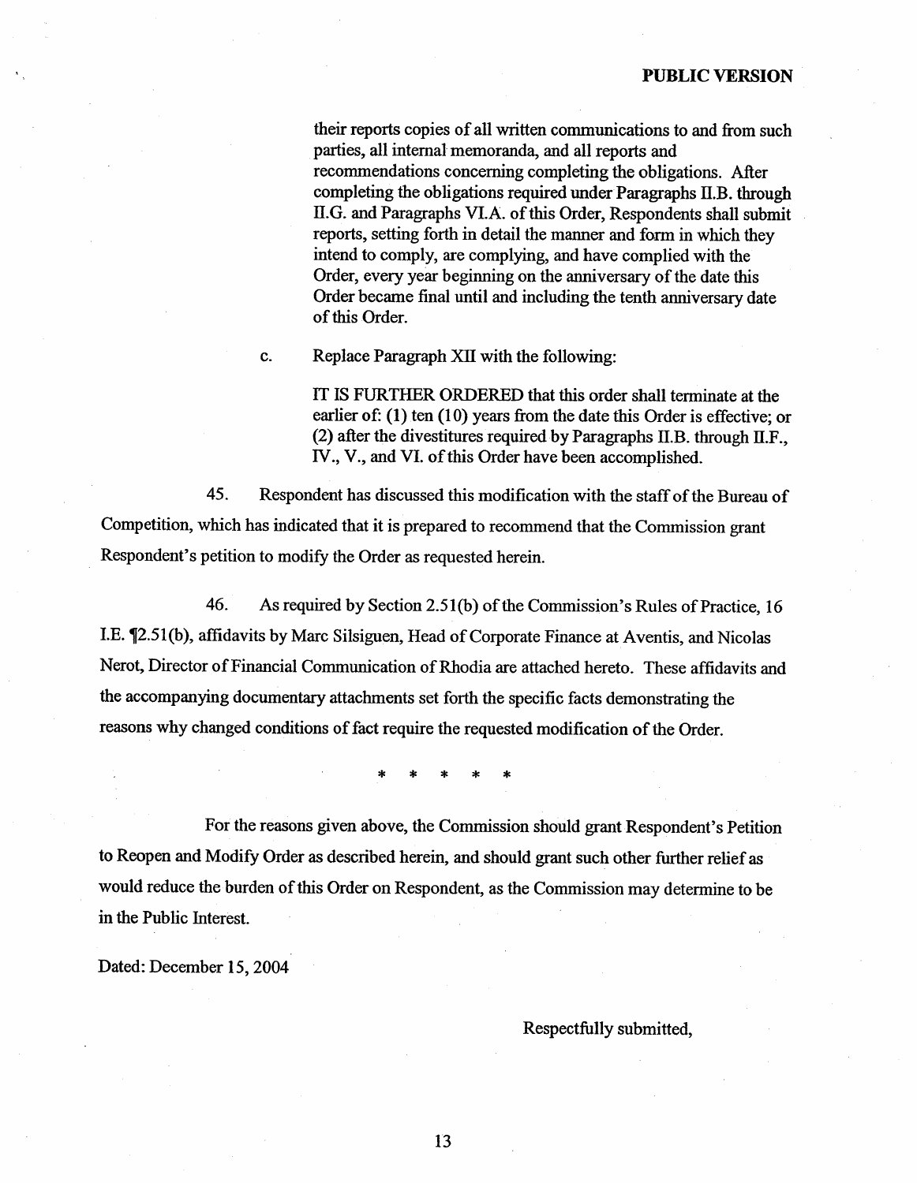**PUBLIC VERSION**

their reports copies of all written communications to and from such parties, all internal memoranda, and all reports and recommendations concerning completing the obligations. After completing the obligations required under Paragraphs II.B. through II.G. and Paragraphs VI.A. of this Order, Respondents shall submit reports, setting forth in detail the manner and form in which they intend to comply, are complying, and have complied with the Order, every year beginning on the anniversary of the date this Order became final until and including the tenth anniversary date of this Order.

c. Replace Paragraph XII with the following:

IT IS FURTHER ORDERED that this order shall terminate at the earlier of: (1) ten (10) years from the date this Order is effective; or (2) after the divestitures required by Paragraphs II.B. through II.F., IV., V., and VI. of this Order have been accomplished.

45. Respondent has discussed this modification with the staff of the Bureau of Competition, which has indicated that it is prepared to recommend that the Commission grant Respondent's petition to modify the Order as requested herein.

46. As required by Section 2.51(b) of the Commission's Rules of Practice, 16 I.E. ¶2.51(b), affidavits by Marc Silsiguen, Head of Corporate Finance at Aventis, and Nicolas Nerot, Director of Financial Communication of Rhodia are attached hereto. These affidavits and the accompanying documentary attachments set forth the specific facts demonstrating the reasons why changed conditions of fact require the requested modification of the Order.

\* \* \* \* \*

For the reasons given above, the Commission should grant Respondent's Petition to Reopen and Modify Order as described herein, and should grant such other further relief as would reduce the burden of this Order on Respondent, as the Commission may determine to be in the Public Interest.

Dated: December 15, 2004

Respectfully submitted,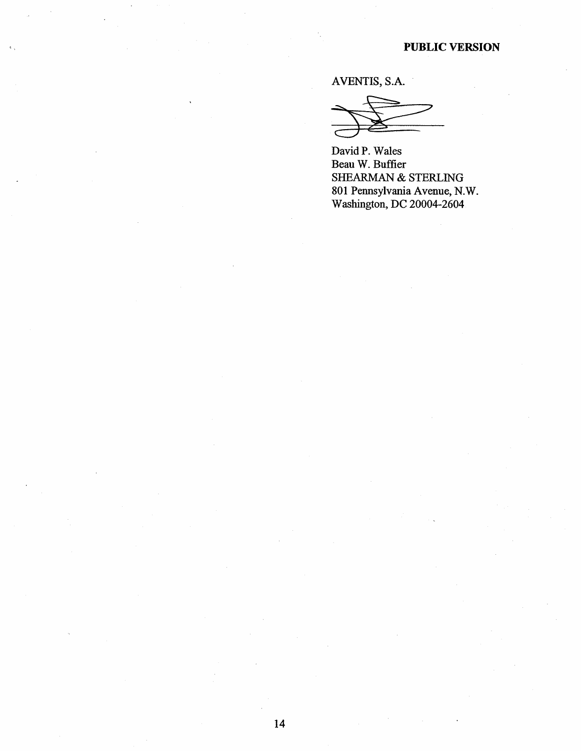**PUBLIC VERSION**

AVENTIS, S.A.

David P. Wales
Beau W. Buffier
SHEARMAN & STERLING
801 Pennsylvania Avenue, N.W.
Washington, DC 20004-2604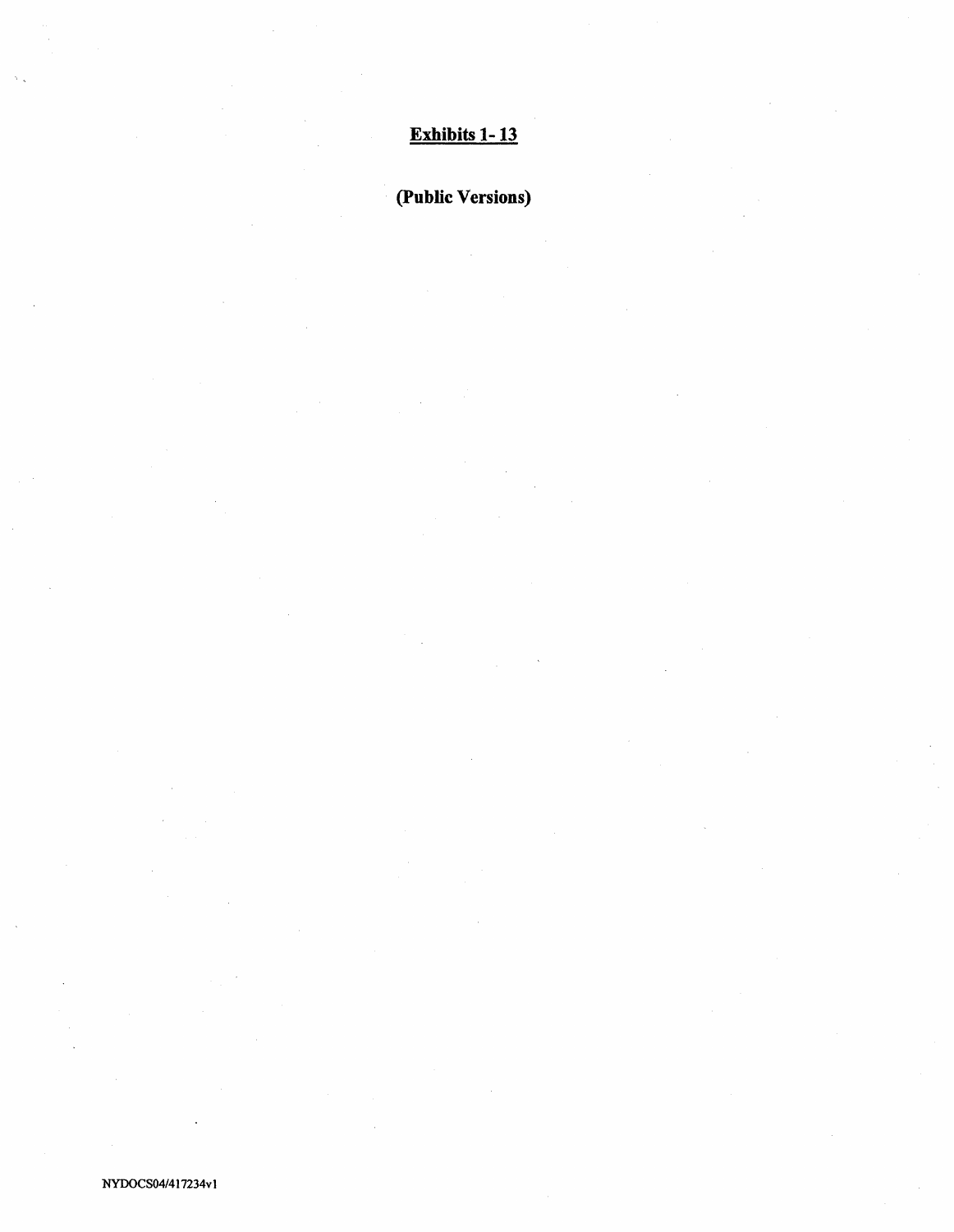**<u>Exhibits 1- 13</u>**

**(Public Versions)**

NYDOCS04/417234v1